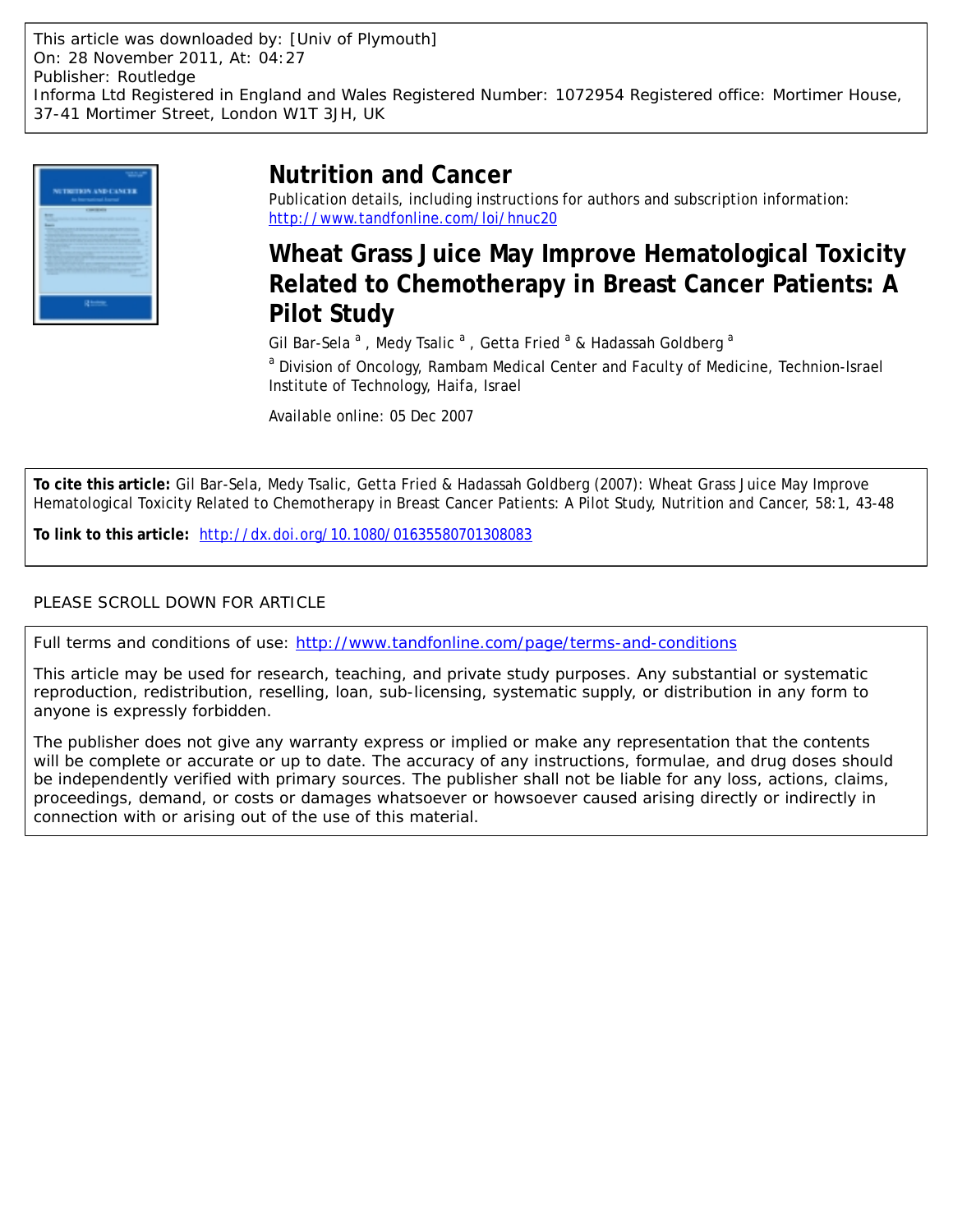This article was downloaded by: [Univ of Plymouth]
On: 28 November 2011, At: 04:27
Publisher: Routledge
Informa Ltd Registered in England and Wales Registered Number: 1072954 Registered office: Mortimer House, 37-41 Mortimer Street, London W1T 3JH, UK

# Nutrition and Cancer

Publication details, including instructions for authors and subscription information:
http://www.tandfonline.com/loi/hnuc20

## Wheat Grass Juice May Improve Hematological Toxicity Related to Chemotherapy in Breast Cancer Patients: A Pilot Study

Gil Bar-Sela [a] , Medy Tsalic [a] , Getta Fried [a] & Hadassah Goldberg [a]

[a] Division of Oncology, Rambam Medical Center and Faculty of Medicine, Technion-Israel Institute of Technology, Haifa, Israel

Available online: 05 Dec 2007

**To cite this article:** Gil Bar-Sela, Medy Tsalic, Getta Fried & Hadassah Goldberg (2007): Wheat Grass Juice May Improve Hematological Toxicity Related to Chemotherapy in Breast Cancer Patients: A Pilot Study, Nutrition and Cancer, 58:1, 43-48

**To link to this article:** http://dx.doi.org/10.1080/01635580701308083

PLEASE SCROLL DOWN FOR ARTICLE

Full terms and conditions of use: http://www.tandfonline.com/page/terms-and-conditions

This article may be used for research, teaching, and private study purposes. Any substantial or systematic reproduction, redistribution, reselling, loan, sub-licensing, systematic supply, or distribution in any form to anyone is expressly forbidden.

The publisher does not give any warranty express or implied or make any representation that the contents will be complete or accurate or up to date. The accuracy of any instructions, formulae, and drug doses should be independently verified with primary sources. The publisher shall not be liable for any loss, actions, claims, proceedings, demand, or costs or damages whatsoever or howsoever caused arising directly or indirectly in connection with or arising out of the use of this material.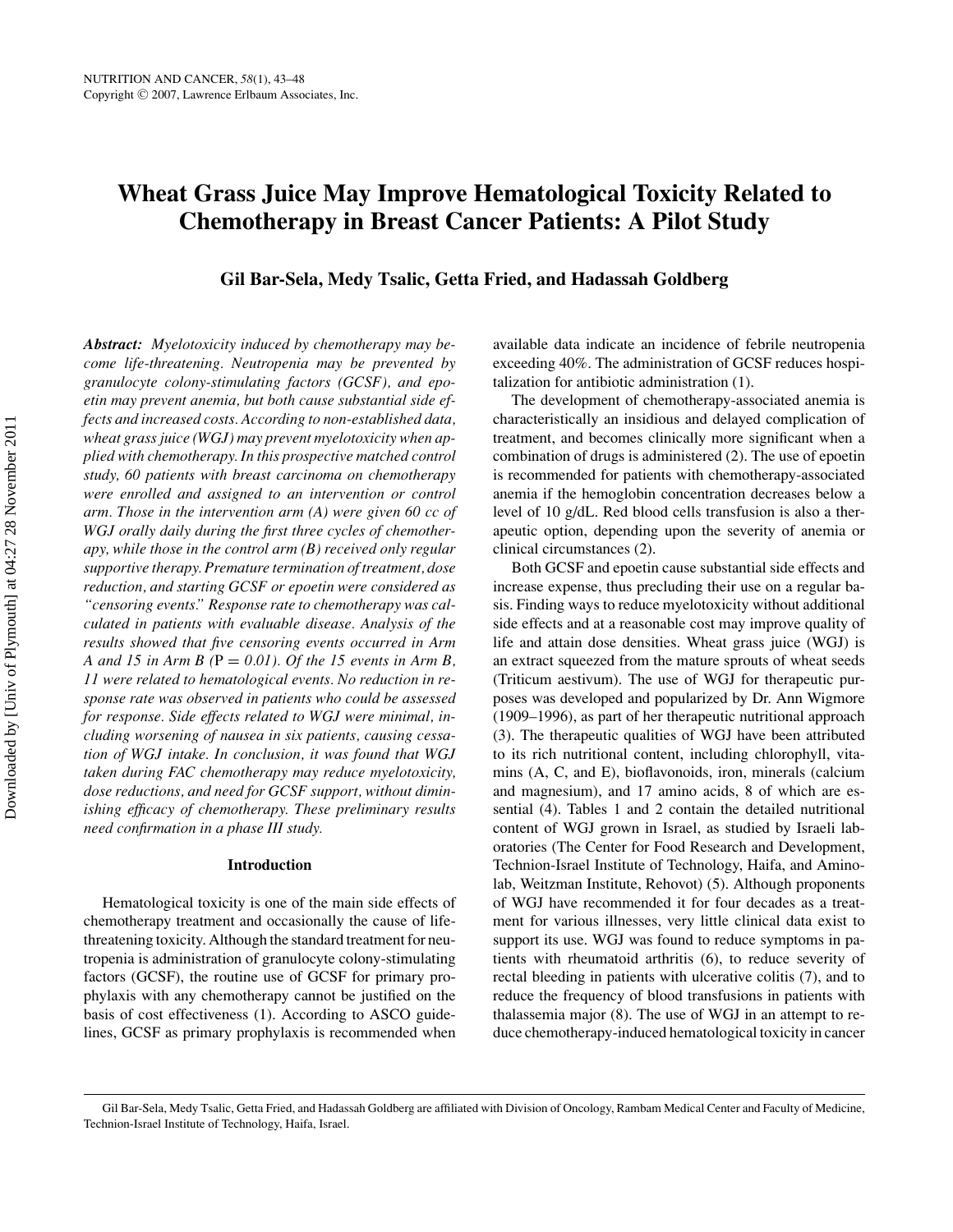# Wheat Grass Juice May Improve Hematological Toxicity Related to Chemotherapy in Breast Cancer Patients: A Pilot Study

**Gil Bar-Sela, Medy Tsalic, Getta Fried, and Hadassah Goldberg**

***Abstract:*** *Myelotoxicity induced by chemotherapy may become life-threatening. Neutropenia may be prevented by granulocyte colony-stimulating factors (GCSF), and epoetin may prevent anemia, but both cause substantial side effects and increased costs. According to non-established data, wheat grass juice (WGJ) may prevent myelotoxicity when applied with chemotherapy. In this prospective matched control study, 60 patients with breast carcinoma on chemotherapy were enrolled and assigned to an intervention or control arm. Those in the intervention arm (A) were given 60 cc of WGJ orally daily during the first three cycles of chemotherapy, while those in the control arm (B) received only regular supportive therapy. Premature termination of treatment, dose reduction, and starting GCSF or epoetin were considered as "censoring events." Response rate to chemotherapy was calculated in patients with evaluable disease. Analysis of the results showed that five censoring events occurred in Arm A and 15 in Arm B (*$P = 0.01$*). Of the 15 events in Arm B, 11 were related to hematological events. No reduction in response rate was observed in patients who could be assessed for response. Side effects related to WGJ were minimal, including worsening of nausea in six patients, causing cessation of WGJ intake. In conclusion, it was found that WGJ taken during FAC chemotherapy may reduce myelotoxicity, dose reductions, and need for GCSF support, without diminishing efficacy of chemotherapy. These preliminary results need confirmation in a phase III study.*

## Introduction

Hematological toxicity is one of the main side effects of chemotherapy treatment and occasionally the cause of life-threatening toxicity. Although the standard treatment for neutropenia is administration of granulocyte colony-stimulating factors (GCSF), the routine use of GCSF for primary prophylaxis with any chemotherapy cannot be justified on the basis of cost effectiveness (1). According to ASCO guidelines, GCSF as primary prophylaxis is recommended when available data indicate an incidence of febrile neutropenia exceeding 40%. The administration of GCSF reduces hospitalization for antibiotic administration (1).

The development of chemotherapy-associated anemia is characteristically an insidious and delayed complication of treatment, and becomes clinically more significant when a combination of drugs is administered (2). The use of epoetin is recommended for patients with chemotherapy-associated anemia if the hemoglobin concentration decreases below a level of 10 g/dL. Red blood cells transfusion is also a therapeutic option, depending upon the severity of anemia or clinical circumstances (2).

Both GCSF and epoetin cause substantial side effects and increase expense, thus precluding their use on a regular basis. Finding ways to reduce myelotoxicity without additional side effects and at a reasonable cost may improve quality of life and attain dose densities. Wheat grass juice (WGJ) is an extract squeezed from the mature sprouts of wheat seeds (Triticum aestivum). The use of WGJ for therapeutic purposes was developed and popularized by Dr. Ann Wigmore (1909–1996), as part of her therapeutic nutritional approach (3). The therapeutic qualities of WGJ have been attributed to its rich nutritional content, including chlorophyll, vitamins (A, C, and E), bioflavonoids, iron, minerals (calcium and magnesium), and 17 amino acids, 8 of which are essential (4). Tables 1 and 2 contain the detailed nutritional content of WGJ grown in Israel, as studied by Israeli laboratories (The Center for Food Research and Development, Technion-Israel Institute of Technology, Haifa, and Aminolab, Weitzman Institute, Rehovot) (5). Although proponents of WGJ have recommended it for four decades as a treatment for various illnesses, very little clinical data exist to support its use. WGJ was found to reduce symptoms in patients with rheumatoid arthritis (6), to reduce severity of rectal bleeding in patients with ulcerative colitis (7), and to reduce the frequency of blood transfusions in patients with thalassemia major (8). The use of WGJ in an attempt to reduce chemotherapy-induced hematological toxicity in cancer

Gil Bar-Sela, Medy Tsalic, Getta Fried, and Hadassah Goldberg are affiliated with Division of Oncology, Rambam Medical Center and Faculty of Medicine, Technion-Israel Institute of Technology, Haifa, Israel.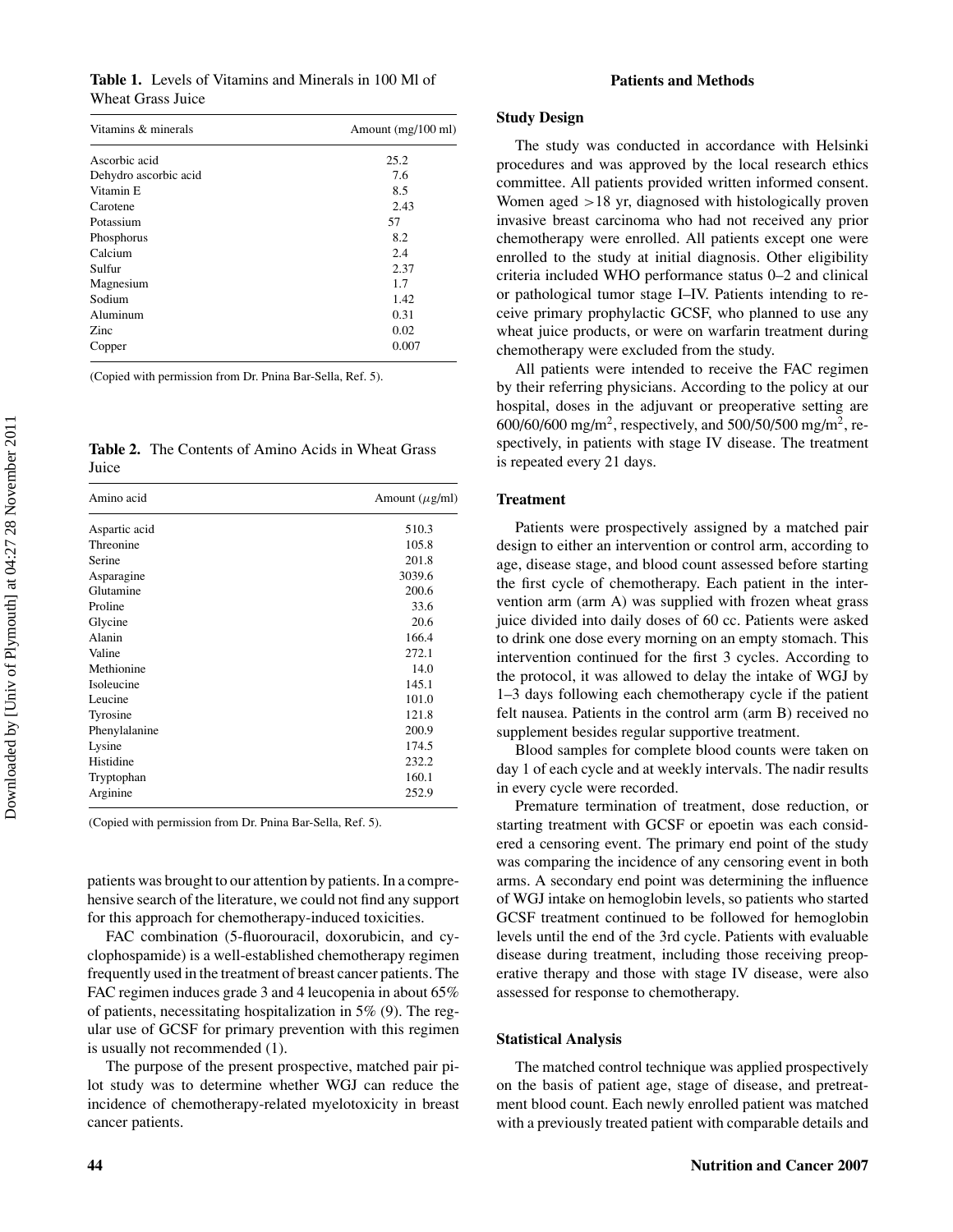**Table 1.** Levels of Vitamins and Minerals in 100 Ml of Wheat Grass Juice

| Vitamins & minerals | Amount (mg/100 ml) |
|---|---|
| Ascorbic acid | 25.2 |
| Dehydro ascorbic acid | 7.6 |
| Vitamin E | 8.5 |
| Carotene | 2.43 |
| Potassium | 57 |
| Phosphorus | 8.2 |
| Calcium | 2.4 |
| Sulfur | 2.37 |
| Magnesium | 1.7 |
| Sodium | 1.42 |
| Aluminum | 0.31 |
| Zinc | 0.02 |
| Copper | 0.007 |

(Copied with permission from Dr. Pnina Bar-Sella, Ref. 5).

**Table 2.** The Contents of Amino Acids in Wheat Grass Juice

| Amino acid | Amount ($\mu$g/ml) |
|---|---|
| Aspartic acid | 510.3 |
| Threonine | 105.8 |
| Serine | 201.8 |
| Asparagine | 3039.6 |
| Glutamine | 200.6 |
| Proline | 33.6 |
| Glycine | 20.6 |
| Alanin | 166.4 |
| Valine | 272.1 |
| Methionine | 14.0 |
| Isoleucine | 145.1 |
| Leucine | 101.0 |
| Tyrosine | 121.8 |
| Phenylalanine | 200.9 |
| Lysine | 174.5 |
| Histidine | 232.2 |
| Tryptophan | 160.1 |
| Arginine | 252.9 |

(Copied with permission from Dr. Pnina Bar-Sella, Ref. 5).

patients was brought to our attention by patients. In a comprehensive search of the literature, we could not find any support for this approach for chemotherapy-induced toxicities.

FAC combination (5-fluorouracil, doxorubicin, and cyclophospamide) is a well-established chemotherapy regimen frequently used in the treatment of breast cancer patients. The FAC regimen induces grade 3 and 4 leucopenia in about 65% of patients, necessitating hospitalization in 5% (9). The regular use of GCSF for primary prevention with this regimen is usually not recommended (1).

The purpose of the present prospective, matched pair pilot study was to determine whether WGJ can reduce the incidence of chemotherapy-related myelotoxicity in breast cancer patients.

## Patients and Methods

### Study Design

The study was conducted in accordance with Helsinki procedures and was approved by the local research ethics committee. All patients provided written informed consent. Women aged >18 yr, diagnosed with histologically proven invasive breast carcinoma who had not received any prior chemotherapy were enrolled. All patients except one were enrolled to the study at initial diagnosis. Other eligibility criteria included WHO performance status 0–2 and clinical or pathological tumor stage I–IV. Patients intending to receive primary prophylactic GCSF, who planned to use any wheat juice products, or were on warfarin treatment during chemotherapy were excluded from the study.

All patients were intended to receive the FAC regimen by their referring physicians. According to the policy at our hospital, doses in the adjuvant or preoperative setting are 600/60/600 mg/m$^2$, respectively, and 500/50/500 mg/m$^2$, respectively, in patients with stage IV disease. The treatment is repeated every 21 days.

### Treatment

Patients were prospectively assigned by a matched pair design to either an intervention or control arm, according to age, disease stage, and blood count assessed before starting the first cycle of chemotherapy. Each patient in the intervention arm (arm A) was supplied with frozen wheat grass juice divided into daily doses of 60 cc. Patients were asked to drink one dose every morning on an empty stomach. This intervention continued for the first 3 cycles. According to the protocol, it was allowed to delay the intake of WGJ by 1–3 days following each chemotherapy cycle if the patient felt nausea. Patients in the control arm (arm B) received no supplement besides regular supportive treatment.

Blood samples for complete blood counts were taken on day 1 of each cycle and at weekly intervals. The nadir results in every cycle were recorded.

Premature termination of treatment, dose reduction, or starting treatment with GCSF or epoetin was each considered a censoring event. The primary end point of the study was comparing the incidence of any censoring event in both arms. A secondary end point was determining the influence of WGJ intake on hemoglobin levels, so patients who started GCSF treatment continued to be followed for hemoglobin levels until the end of the 3rd cycle. Patients with evaluable disease during treatment, including those receiving preoperative therapy and those with stage IV disease, were also assessed for response to chemotherapy.

### Statistical Analysis

The matched control technique was applied prospectively on the basis of patient age, stage of disease, and pretreatment blood count. Each newly enrolled patient was matched with a previously treated patient with comparable details and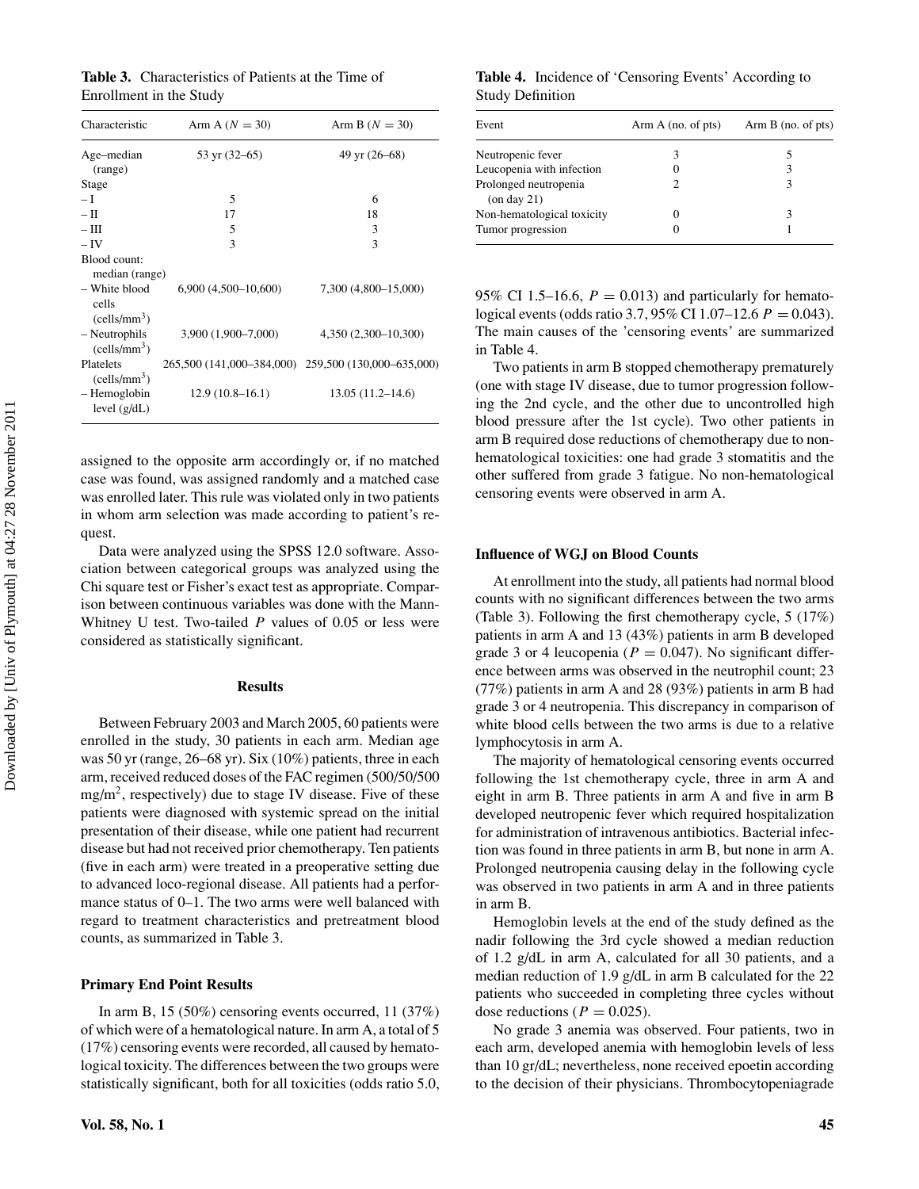**Table 3.** Characteristics of Patients at the Time of Enrollment in the Study

| Characteristic | Arm A ($N = 30$) | Arm B ($N = 30$) |
|---|---|---|
| Age–median (range) | 53 yr (32–65) | 49 yr (26–68) |
| Stage | | |
| – I | 5 | 6 |
| – II | 17 | 18 |
| – III | 5 | 3 |
| – IV | 3 | 3 |
| Blood count: median (range) | | |
| – White blood cells (cells/mm$^3$) | 6,900 (4,500–10,600) | 7,300 (4,800–15,000) |
| – Neutrophils (cells/mm$^3$) | 3,900 (1,900–7,000) | 4,350 (2,300–10,300) |
| Platelets (cells/mm$^3$) | 265,500 (141,000–384,000) | 259,500 (130,000–635,000) |
| – Hemoglobin level (g/dL) | 12.9 (10.8–16.1) | 13.05 (11.2–14.6) |

assigned to the opposite arm accordingly or, if no matched case was found, was assigned randomly and a matched case was enrolled later. This rule was violated only in two patients in whom arm selection was made according to patient's request.

Data were analyzed using the SPSS 12.0 software. Association between categorical groups was analyzed using the Chi square test or Fisher's exact test as appropriate. Comparison between continuous variables was done with the Mann-Whitney U test. Two-tailed $P$ values of 0.05 or less were considered as statistically significant.

## Results

Between February 2003 and March 2005, 60 patients were enrolled in the study, 30 patients in each arm. Median age was 50 yr (range, 26–68 yr). Six (10%) patients, three in each arm, received reduced doses of the FAC regimen (500/50/500 mg/m$^2$, respectively) due to stage IV disease. Five of these patients were diagnosed with systemic spread on the initial presentation of their disease, while one patient had recurrent disease but had not received prior chemotherapy. Ten patients (five in each arm) were treated in a preoperative setting due to advanced loco-regional disease. All patients had a performance status of 0–1. The two arms were well balanced with regard to treatment characteristics and pretreatment blood counts, as summarized in Table 3.

### Primary End Point Results

In arm B, 15 (50%) censoring events occurred, 11 (37%) of which were of a hematological nature. In arm A, a total of 5 (17%) censoring events were recorded, all caused by hematological toxicity. The differences between the two groups were statistically significant, both for all toxicities (odds ratio 5.0, 95% CI 1.5–16.6, $P = 0.013$) and particularly for hematological events (odds ratio 3.7, 95% CI 1.07–12.6 $P = 0.043$). The main causes of the 'censoring events' are summarized in Table 4.

**Table 4.** Incidence of 'Censoring Events' According to Study Definition

| Event | Arm A (no. of pts) | Arm B (no. of pts) |
|---|---|---|
| Neutropenic fever | 3 | 5 |
| Leucopenia with infection | 0 | 3 |
| Prolonged neutropenia (on day 21) | 2 | 3 |
| Non-hematological toxicity | 0 | 3 |
| Tumor progression | 0 | 1 |

Two patients in arm B stopped chemotherapy prematurely (one with stage IV disease, due to tumor progression following the 2nd cycle, and the other due to uncontrolled high blood pressure after the 1st cycle). Two other patients in arm B required dose reductions of chemotherapy due to non-hematological toxicities: one had grade 3 stomatitis and the other suffered from grade 3 fatigue. No non-hematological censoring events were observed in arm A.

### Influence of WGJ on Blood Counts

At enrollment into the study, all patients had normal blood counts with no significant differences between the two arms (Table 3). Following the first chemotherapy cycle, 5 (17%) patients in arm A and 13 (43%) patients in arm B developed grade 3 or 4 leucopenia ($P = 0.047$). No significant difference between arms was observed in the neutrophil count; 23 (77%) patients in arm A and 28 (93%) patients in arm B had grade 3 or 4 neutropenia. This discrepancy in comparison of white blood cells between the two arms is due to a relative lymphocytosis in arm A.

The majority of hematological censoring events occurred following the 1st chemotherapy cycle, three in arm A and eight in arm B. Three patients in arm A and five in arm B developed neutropenic fever which required hospitalization for administration of intravenous antibiotics. Bacterial infection was found in three patients in arm B, but none in arm A. Prolonged neutropenia causing delay in the following cycle was observed in two patients in arm A and in three patients in arm B.

Hemoglobin levels at the end of the study defined as the nadir following the 3rd cycle showed a median reduction of 1.2 g/dL in arm A, calculated for all 30 patients, and a median reduction of 1.9 g/dL in arm B calculated for the 22 patients who succeeded in completing three cycles without dose reductions ($P = 0.025$).

No grade 3 anemia was observed. Four patients, two in each arm, developed anemia with hemoglobin levels of less than 10 gr/dL; nevertheless, none received epoetin according to the decision of their physicians. Thrombocytopeniagrade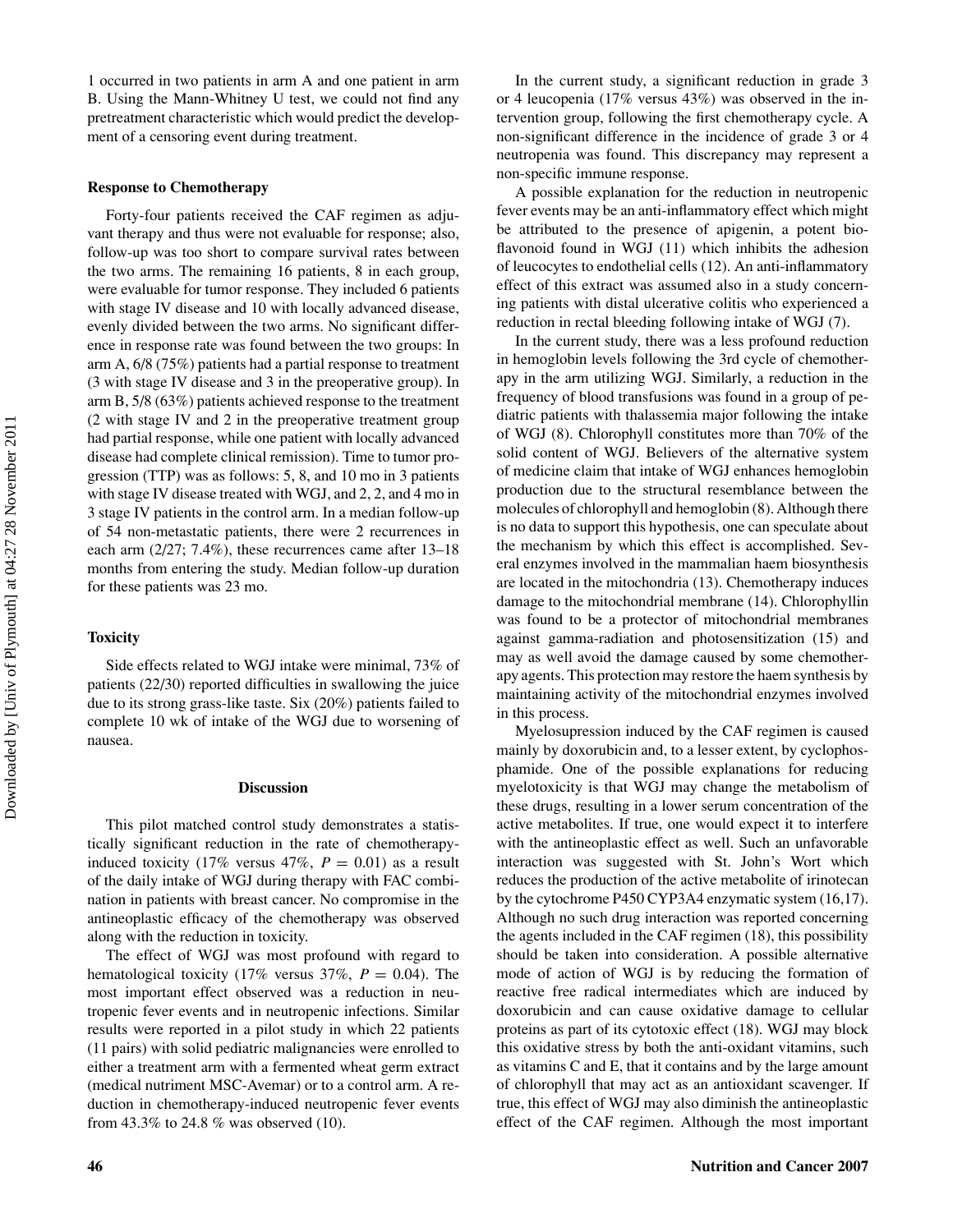1 occurred in two patients in arm A and one patient in arm B. Using the Mann-Whitney U test, we could not find any pretreatment characteristic which would predict the development of a censoring event during treatment.

### Response to Chemotherapy

Forty-four patients received the CAF regimen as adjuvant therapy and thus were not evaluable for response; also, follow-up was too short to compare survival rates between the two arms. The remaining 16 patients, 8 in each group, were evaluable for tumor response. They included 6 patients with stage IV disease and 10 with locally advanced disease, evenly divided between the two arms. No significant difference in response rate was found between the two groups: In arm A, 6/8 (75%) patients had a partial response to treatment (3 with stage IV disease and 3 in the preoperative group). In arm B, 5/8 (63%) patients achieved response to the treatment (2 with stage IV and 2 in the preoperative treatment group had partial response, while one patient with locally advanced disease had complete clinical remission). Time to tumor progression (TTP) was as follows: 5, 8, and 10 mo in 3 patients with stage IV disease treated with WGJ, and 2, 2, and 4 mo in 3 stage IV patients in the control arm. In a median follow-up of 54 non-metastatic patients, there were 2 recurrences in each arm (2/27; 7.4%), these recurrences came after 13–18 months from entering the study. Median follow-up duration for these patients was 23 mo.

### Toxicity

Side effects related to WGJ intake were minimal, 73% of patients (22/30) reported difficulties in swallowing the juice due to its strong grass-like taste. Six (20%) patients failed to complete 10 wk of intake of the WGJ due to worsening of nausea.

## Discussion

This pilot matched control study demonstrates a statistically significant reduction in the rate of chemotherapy-induced toxicity (17% versus 47%, $P = 0.01$) as a result of the daily intake of WGJ during therapy with FAC combination in patients with breast cancer. No compromise in the antineoplastic efficacy of the chemotherapy was observed along with the reduction in toxicity.

The effect of WGJ was most profound with regard to hematological toxicity (17% versus 37%, $P = 0.04$). The most important effect observed was a reduction in neutropenic fever events and in neutropenic infections. Similar results were reported in a pilot study in which 22 patients (11 pairs) with solid pediatric malignancies were enrolled to either a treatment arm with a fermented wheat germ extract (medical nutriment MSC-Avemar) or to a control arm. A reduction in chemotherapy-induced neutropenic fever events from 43.3% to 24.8 % was observed (10).

In the current study, a significant reduction in grade 3 or 4 leucopenia (17% versus 43%) was observed in the intervention group, following the first chemotherapy cycle. A non-significant difference in the incidence of grade 3 or 4 neutropenia was found. This discrepancy may represent a non-specific immune response.

A possible explanation for the reduction in neutropenic fever events may be an anti-inflammatory effect which might be attributed to the presence of apigenin, a potent bioflavonoid found in WGJ (11) which inhibits the adhesion of leucocytes to endothelial cells (12). An anti-inflammatory effect of this extract was assumed also in a study concerning patients with distal ulcerative colitis who experienced a reduction in rectal bleeding following intake of WGJ (7).

In the current study, there was a less profound reduction in hemoglobin levels following the 3rd cycle of chemotherapy in the arm utilizing WGJ. Similarly, a reduction in the frequency of blood transfusions was found in a group of pediatric patients with thalassemia major following the intake of WGJ (8). Chlorophyll constitutes more than 70% of the solid content of WGJ. Believers of the alternative system of medicine claim that intake of WGJ enhances hemoglobin production due to the structural resemblance between the molecules of chlorophyll and hemoglobin (8). Although there is no data to support this hypothesis, one can speculate about the mechanism by which this effect is accomplished. Several enzymes involved in the mammalian haem biosynthesis are located in the mitochondria (13). Chemotherapy induces damage to the mitochondrial membrane (14). Chlorophyllin was found to be a protector of mitochondrial membranes against gamma-radiation and photosensitization (15) and may as well avoid the damage caused by some chemotherapy agents. This protection may restore the haem synthesis by maintaining activity of the mitochondrial enzymes involved in this process.

Myelosupression induced by the CAF regimen is caused mainly by doxorubicin and, to a lesser extent, by cyclophosphamide. One of the possible explanations for reducing myelotoxicity is that WGJ may change the metabolism of these drugs, resulting in a lower serum concentration of the active metabolites. If true, one would expect it to interfere with the antineoplastic effect as well. Such an unfavorable interaction was suggested with St. John's Wort which reduces the production of the active metabolite of irinotecan by the cytochrome P450 CYP3A4 enzymatic system (16,17). Although no such drug interaction was reported concerning the agents included in the CAF regimen (18), this possibility should be taken into consideration. A possible alternative mode of action of WGJ is by reducing the formation of reactive free radical intermediates which are induced by doxorubicin and can cause oxidative damage to cellular proteins as part of its cytotoxic effect (18). WGJ may block this oxidative stress by both the anti-oxidant vitamins, such as vitamins C and E, that it contains and by the large amount of chlorophyll that may act as an antioxidant scavenger. If true, this effect of WGJ may also diminish the antineoplastic effect of the CAF regimen. Although the most important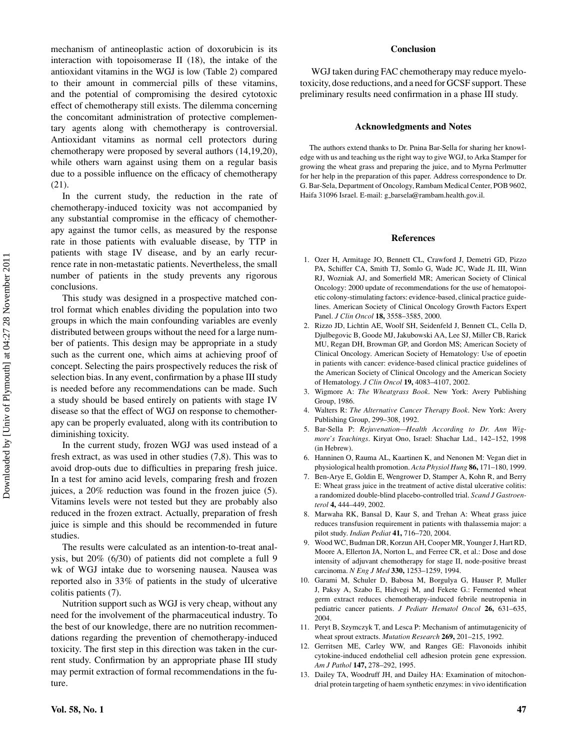mechanism of antineoplastic action of doxorubicin is its interaction with topoisomerase II (18), the intake of the antioxidant vitamins in the WGJ is low (Table 2) compared to their amount in commercial pills of these vitamins, and the potential of compromising the desired cytotoxic effect of chemotherapy still exists. The dilemma concerning the concomitant administration of protective complementary agents along with chemotherapy is controversial. Antioxidant vitamins as normal cell protectors during chemotherapy were proposed by several authors (14,19,20), while others warn against using them on a regular basis due to a possible influence on the efficacy of chemotherapy (21).

In the current study, the reduction in the rate of chemotherapy-induced toxicity was not accompanied by any substantial compromise in the efficacy of chemotherapy against the tumor cells, as measured by the response rate in those patients with evaluable disease, by TTP in patients with stage IV disease, and by an early recurrence rate in non-metastatic patients. Nevertheless, the small number of patients in the study prevents any rigorous conclusions.

This study was designed in a prospective matched control format which enables dividing the population into two groups in which the main confounding variables are evenly distributed between groups without the need for a large number of patients. This design may be appropriate in a study such as the current one, which aims at achieving proof of concept. Selecting the pairs prospectively reduces the risk of selection bias. In any event, confirmation by a phase III study is needed before any recommendations can be made. Such a study should be based entirely on patients with stage IV disease so that the effect of WGJ on response to chemotherapy can be properly evaluated, along with its contribution to diminishing toxicity.

In the current study, frozen WGJ was used instead of a fresh extract, as was used in other studies (7,8). This was to avoid drop-outs due to difficulties in preparing fresh juice. In a test for amino acid levels, comparing fresh and frozen juices, a 20% reduction was found in the frozen juice (5). Vitamins levels were not tested but they are probably also reduced in the frozen extract. Actually, preparation of fresh juice is simple and this should be recommended in future studies.

The results were calculated as an intention-to-treat analysis, but 20% (6/30) of patients did not complete a full 9 wk of WGJ intake due to worsening nausea. Nausea was reported also in 33% of patients in the study of ulcerative colitis patients (7).

Nutrition support such as WGJ is very cheap, without any need for the involvement of the pharmaceutical industry. To the best of our knowledge, there are no nutrition recommendations regarding the prevention of chemotherapy-induced toxicity. The first step in this direction was taken in the current study. Confirmation by an appropriate phase III study may permit extraction of formal recommendations in the future.

## Conclusion

WGJ taken during FAC chemotherapy may reduce myelotoxicity, dose reductions, and a need for GCSF support. These preliminary results need confirmation in a phase III study.

## Acknowledgments and Notes

The authors extend thanks to Dr. Pnina Bar-Sella for sharing her knowledge with us and teaching us the right way to give WGJ, to Arka Stamper for growing the wheat grass and preparing the juice, and to Myrna Perlmutter for her help in the preparation of this paper. Address correspondence to Dr. G. Bar-Sela, Department of Oncology, Rambam Medical Center, POB 9602, Haifa 31096 Israel. E-mail: g_barsela@rambam.health.gov.il.

## References

1. Ozer H, Armitage JO, Bennett CL, Crawford J, Demetri GD, Pizzo PA, Schiffer CA, Smith TJ, Somlo G, Wade JC, Wade JL III, Winn RJ, Wozniak AJ, and Somerfield MR; American Society of Clinical Oncology: 2000 update of recommendations for the use of hematopoietic colony-stimulating factors: evidence-based, clinical practice guidelines. American Society of Clinical Oncology Growth Factors Expert Panel. *J Clin Oncol* **18,** 3558–3585, 2000.
2. Rizzo JD, Lichtin AE, Woolf SH, Seidenfeld J, Bennett CL, Cella D, Djulbegovic B, Goode MJ, Jakubowski AA, Lee SJ, Miller CB, Rarick MU, Regan DH, Browman GP, and Gordon MS; American Society of Clinical Oncology. American Society of Hematology: Use of epoetin in patients with cancer: evidence-based clinical practice guidelines of the American Society of Clinical Oncology and the American Society of Hematology. *J Clin Oncol* **19,** 4083–4107, 2002.
3. Wigmore A: *The Wheatgrass Book*. New York: Avery Publishing Group, 1986.
4. Walters R: *The Alternative Cancer Therapy Book*. New York: Avery Publishing Group, 299–308, 1992.
5. Bar-Sella P: *Rejuvenation—Health According to Dr. Ann Wigmore's Teachings*. Kiryat Ono, Israel: Shachar Ltd., 142–152, 1998 (in Hebrew).
6. Hanninen O, Rauma AL, Kaartinen K, and Nenonen M: Vegan diet in physiological health promotion. *Acta Physiol Hung* **86,** 171–180, 1999.
7. Ben-Arye E, Goldin E, Wengrower D, Stamper A, Kohn R, and Berry E: Wheat grass juice in the treatment of active distal ulcerative colitis: a randomized double-blind placebo-controlled trial. *Scand J Gastroenterol* **4,** 444–449, 2002.
8. Marwaha RK, Bansal D, Kaur S, and Trehan A: Wheat grass juice reduces transfusion requirement in patients with thalassemia major: a pilot study. *Indian Pediat* **41,** 716–720, 2004.
9. Wood WC, Budman DR, Korzun AH, Cooper MR, Younger J, Hart RD, Moore A, Ellerton JA, Norton L, and Ferree CR, et al.: Dose and dose intensity of adjuvant chemotherapy for stage II, node-positive breast carcinoma. *N Eng J Med* **330,** 1253–1259, 1994.
10. Garami M, Schuler D, Babosa M, Borgulya G, Hauser P, Muller J, Paksy A, Szabo E, Hidvegi M, and Fekete G.: Fermented wheat germ extract reduces chemotherapy-induced febrile neutropenia in pediatric cancer patients. *J Pediatr Hematol Oncol* **26,** 631–635, 2004.
11. Peryt B, Szymczyk T, and Lesca P: Mechanism of antimutagenicity of wheat sprout extracts. *Mutation Research* **269,** 201–215, 1992.
12. Gerritsen ME, Carley WW, and Ranges GE: Flavonoids inhibit cytokine-induced endothelial cell adhesion protein gene expression. *Am J Pathol* **147,** 278–292, 1995.
13. Dailey TA, Woodruff JH, and Dailey HA: Examination of mitochondrial protein targeting of haem synthetic enzymes: in vivo identification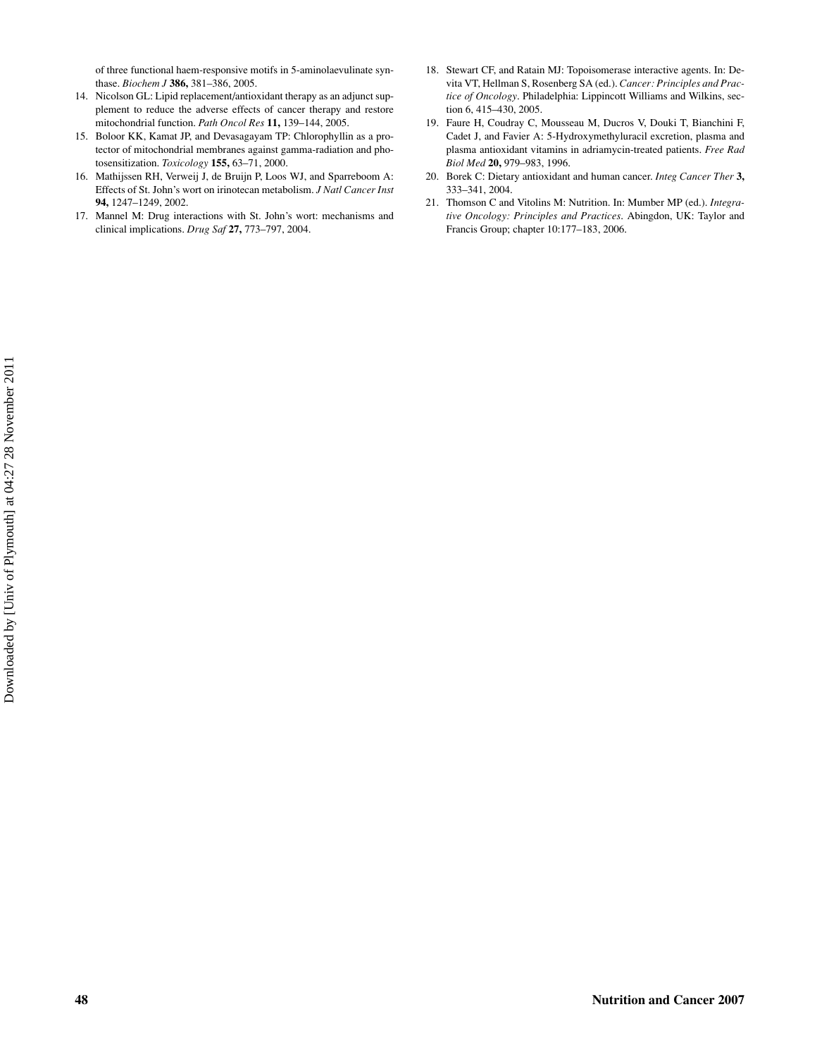of three functional haem-responsive motifs in 5-aminolaevulinate synthase. *Biochem J* **386,** 381–386, 2005.

14. Nicolson GL: Lipid replacement/antioxidant therapy as an adjunct supplement to reduce the adverse effects of cancer therapy and restore mitochondrial function. *Path Oncol Res* **11,** 139–144, 2005.
15. Boloor KK, Kamat JP, and Devasagayam TP: Chlorophyllin as a protector of mitochondrial membranes against gamma-radiation and photosensitization. *Toxicology* **155,** 63–71, 2000.
16. Mathijssen RH, Verweij J, de Bruijn P, Loos WJ, and Sparreboom A: Effects of St. John's wort on irinotecan metabolism. *J Natl Cancer Inst* **94,** 1247–1249, 2002.
17. Mannel M: Drug interactions with St. John's wort: mechanisms and clinical implications. *Drug Saf* **27,** 773–797, 2004.
18. Stewart CF, and Ratain MJ: Topoisomerase interactive agents. In: Devita VT, Hellman S, Rosenberg SA (ed.). *Cancer: Principles and Practice of Oncology*. Philadelphia: Lippincott Williams and Wilkins, section 6, 415–430, 2005.
19. Faure H, Coudray C, Mousseau M, Ducros V, Douki T, Bianchini F, Cadet J, and Favier A: 5-Hydroxymethyluracil excretion, plasma and plasma antioxidant vitamins in adriamycin-treated patients. *Free Rad Biol Med* **20,** 979–983, 1996.
20. Borek C: Dietary antioxidant and human cancer. *Integ Cancer Ther* **3,** 333–341, 2004.
21. Thomson C and Vitolins M: Nutrition. In: Mumber MP (ed.). *Integrative Oncology: Principles and Practices*. Abingdon, UK: Taylor and Francis Group; chapter 10:177–183, 2006.